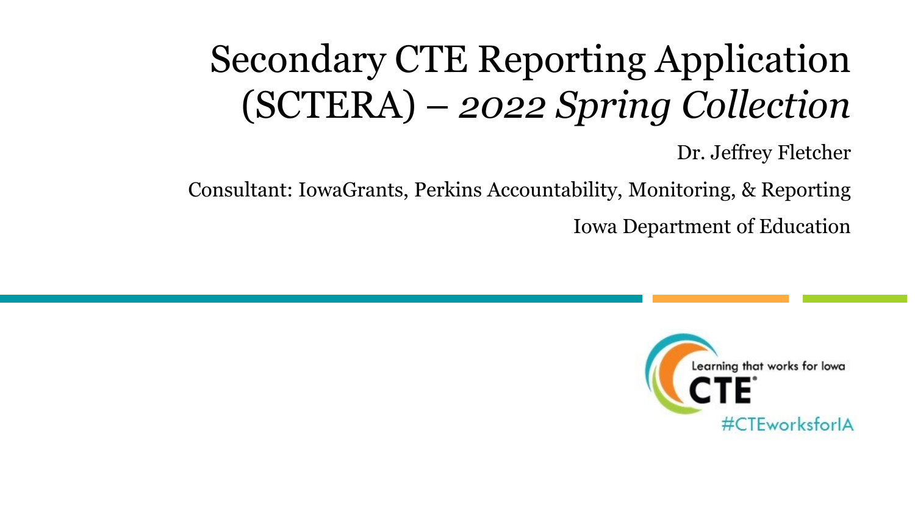# Secondary CTE Reporting Application (SCTERA) – *2022 Spring Collection*

Dr. Jeffrey Fletcher

Consultant: IowaGrants, Perkins Accountability, Monitoring, & Reporting

Iowa Department of Education

Learning that works for Iowa

CTE

#CTEworksforIA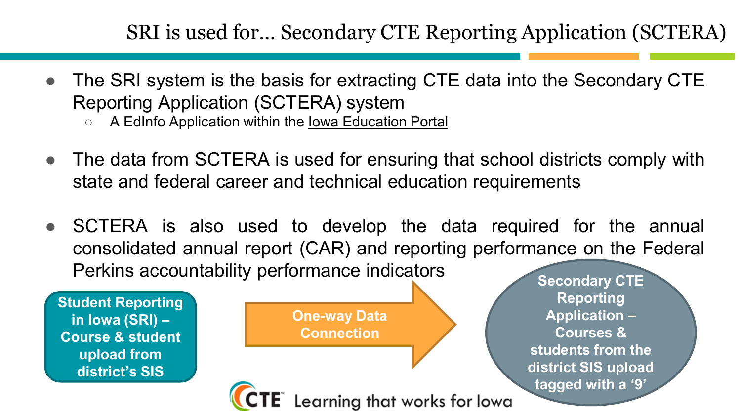# SRI is used for... Secondary CTE Reporting Application (SCTERA)

- The SRI system is the basis for extracting CTE data into the Secondary CTE Reporting Application (SCTERA) system
  - A EdInfo Application within the Iowa Education Portal
- The data from SCTERA is used for ensuring that school districts comply with state and federal career and technical education requirements
- SCTERA is also used to develop the data required for the annual consolidated annual report (CAR) and reporting performance on the Federal Perkins accountability performance indicators

**Student Reporting in Iowa (SRI) – Course & student upload from district's SIS**

**One-way Data Connection**

**Secondary CTE Reporting Application – Courses & students from the district SIS upload tagged with a '9'**

CTE Learning that works for Iowa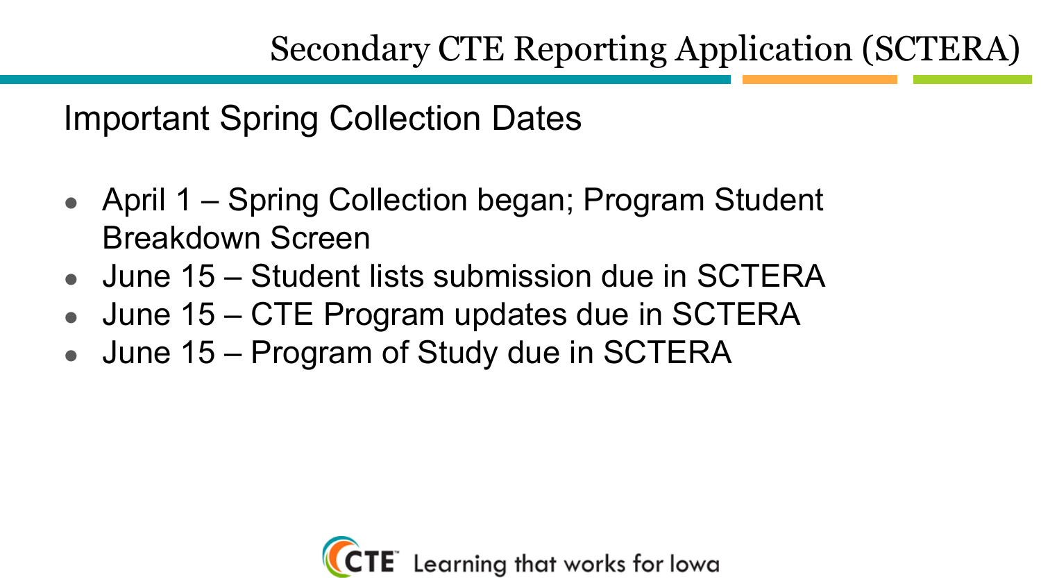# Secondary CTE Reporting Application (SCTERA)

## Important Spring Collection Dates

- April 1 – Spring Collection began; Program Student Breakdown Screen
- June 15 – Student lists submission due in SCTERA
- June 15 – CTE Program updates due in SCTERA
- June 15 – Program of Study due in SCTERA

CTE Learning that works for Iowa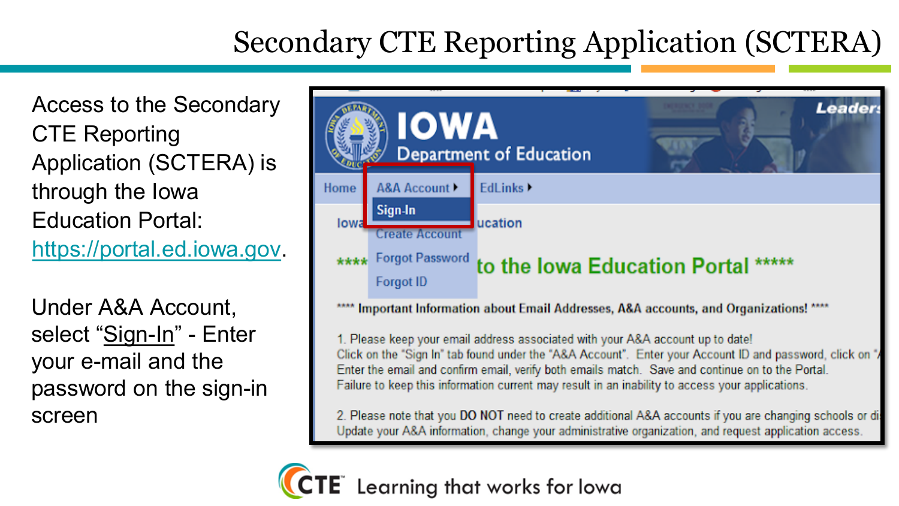# Secondary CTE Reporting Application (SCTERA)

Access to the Secondary CTE Reporting Application (SCTERA) is through the Iowa Education Portal: https://portal.ed.iowa.gov.

Under A&A Account, select "Sign-In" - Enter your e-mail and the password on the sign-in screen

CTE Learning that works for Iowa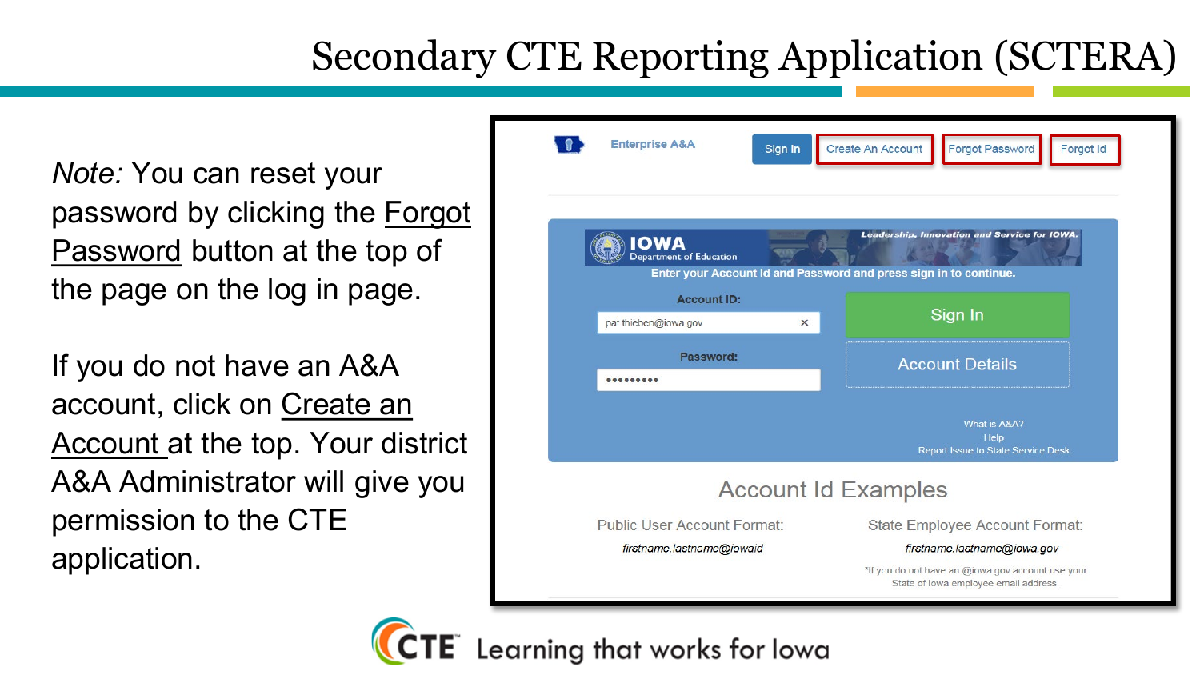# Secondary CTE Reporting Application (SCTERA)

*Note:* You can reset your password by clicking the Forgot Password button at the top of the page on the log in page.

If you do not have an A&A account, click on Create an Account at the top. Your district A&A Administrator will give you permission to the CTE application.

Enterprise A&A

Sign In | Create An Account | Forgot Password | Forgot Id

IOWA Department of Education — Leadership, Innovation and Service for IOWA.

Enter your Account Id and Password and press sign in to continue.

Account ID: pat.thieben@iowa.gov

Password: •••••••••

Sign In

Account Details

What is A&A?
Help
Report Issue to State Service Desk

## Account Id Examples

| Public User Account Format: | State Employee Account Format: |
| --- | --- |
| *firstname.lastname@iowaid* | *firstname.lastname@iowa.gov* |

*If you do not have an @iowa.gov account use your State of Iowa employee email address

CTE Learning that works for Iowa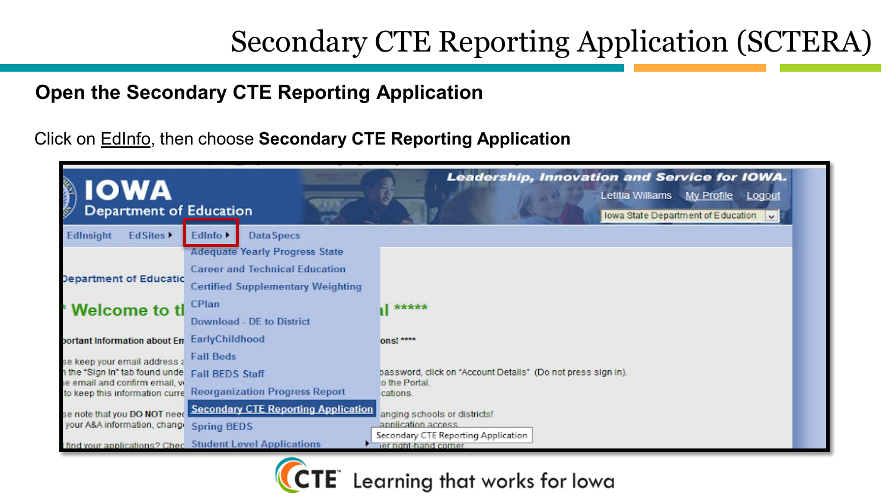# Secondary CTE Reporting Application (SCTERA)

## Open the Secondary CTE Reporting Application

Click on EdInfo, then choose **Secondary CTE Reporting Application**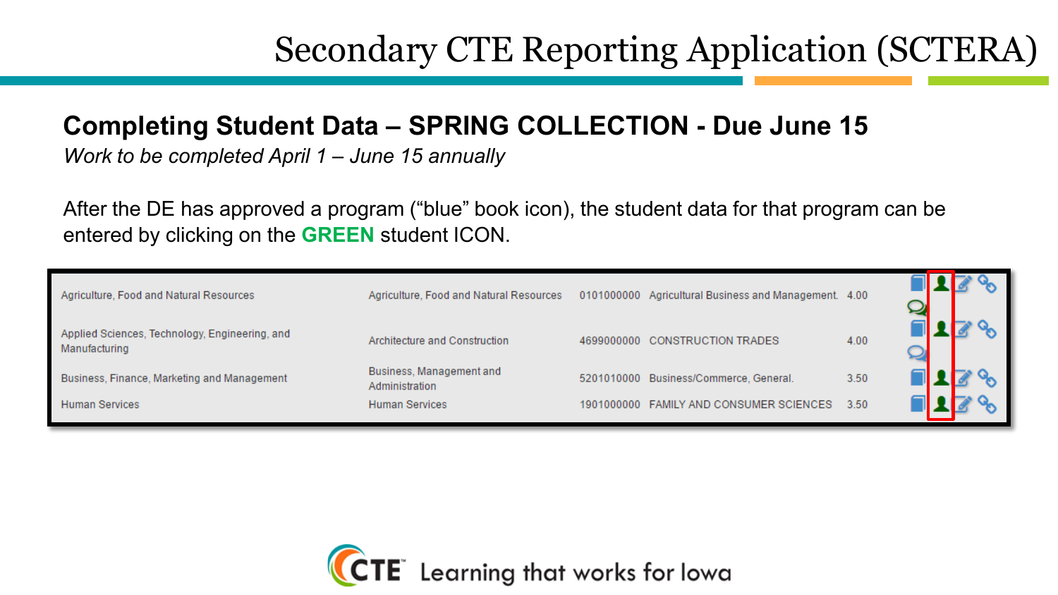# Secondary CTE Reporting Application (SCTERA)

## Completing Student Data – SPRING COLLECTION - Due June 15

*Work to be completed April 1 – June 15 annually*

After the DE has approved a program ("blue" book icon), the student data for that program can be entered by clicking on the **GREEN** student ICON.

| | | | | | |
|---|---|---|---|---|---|
| Agriculture, Food and Natural Resources | Agriculture, Food and Natural Resources | 0101000000 | Agricultural Business and Management. | 4.00 | |
| Applied Sciences, Technology, Engineering, and Manufacturing | Architecture and Construction | 4699000000 | CONSTRUCTION TRADES | 4.00 | |
| Business, Finance, Marketing and Management | Business, Management and Administration | 5201010000 | Business/Commerce, General. | 3.50 | |
| Human Services | Human Services | 1901000000 | FAMILY AND CONSUMER SCIENCES | 3.50 | |

CTE Learning that works for Iowa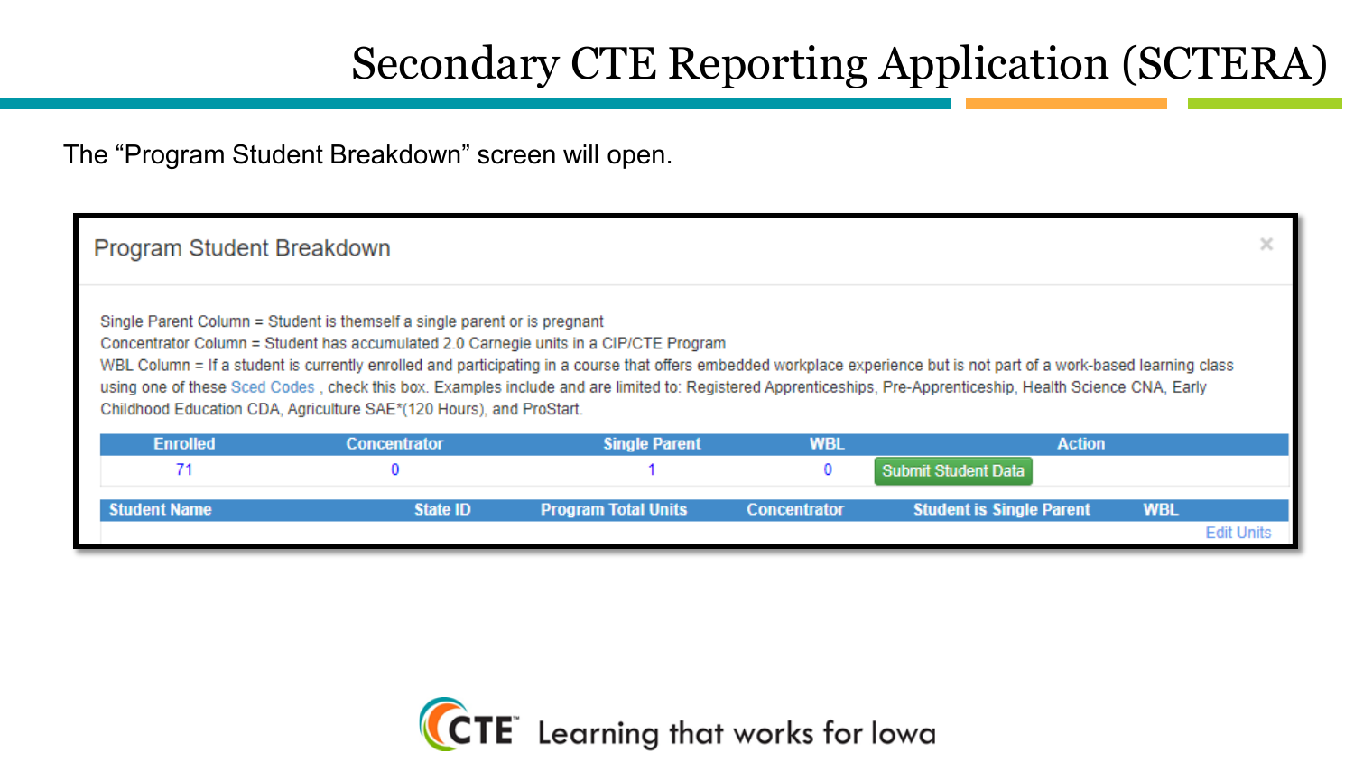# Secondary CTE Reporting Application (SCTERA)

The "Program Student Breakdown" screen will open.

## Program Student Breakdown

Single Parent Column = Student is themself a single parent or is pregnant
Concentrator Column = Student has accumulated 2.0 Carnegie units in a CIP/CTE Program
WBL Column = If a student is currently enrolled and participating in a course that offers embedded workplace experience but is not part of a work-based learning class using one of these Sced Codes , check this box. Examples include and are limited to: Registered Apprenticeships, Pre-Apprenticeship, Health Science CNA, Early Childhood Education CDA, Agriculture SAE*(120 Hours), and ProStart.

| Enrolled | Concentrator | Single Parent | WBL | Action |
|---|---|---|---|---|
| 71 | 0 | 1 | 0 | Submit Student Data |

| Student Name | State ID | Program Total Units | Concentrator | Student is Single Parent | WBL |
|---|---|---|---|---|---|
| | | | | | Edit Units |

CTE Learning that works for Iowa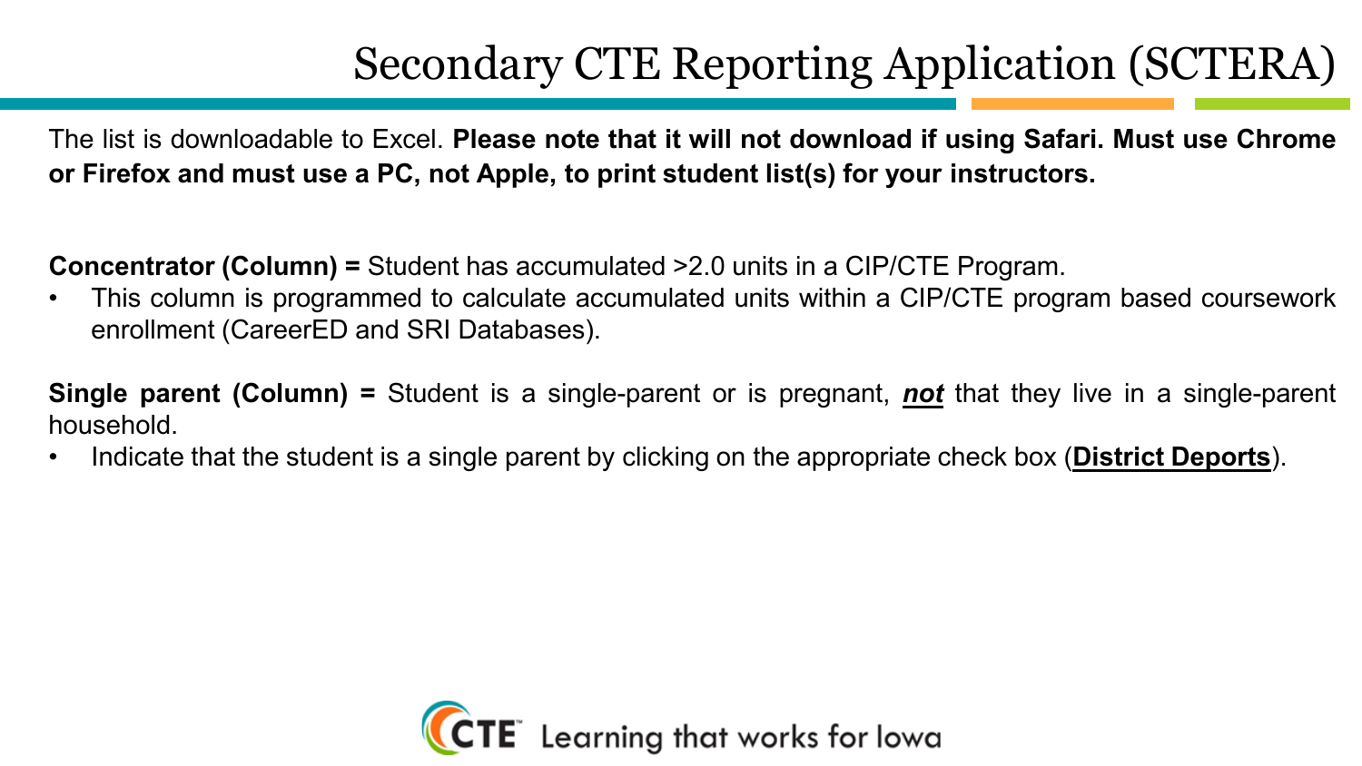# Secondary CTE Reporting Application (SCTERA)

The list is downloadable to Excel. **Please note that it will not download if using Safari. Must use Chrome or Firefox and must use a PC, not Apple, to print student list(s) for your instructors.**

**Concentrator (Column) =** Student has accumulated >2.0 units in a CIP/CTE Program.

- This column is programmed to calculate accumulated units within a CIP/CTE program based coursework enrollment (CareerED and SRI Databases).

**Single parent (Column) =** Student is a single-parent or is pregnant, ***not*** that they live in a single-parent household.

- Indicate that the student is a single parent by clicking on the appropriate check box (**District Deports**).

CTE Learning that works for Iowa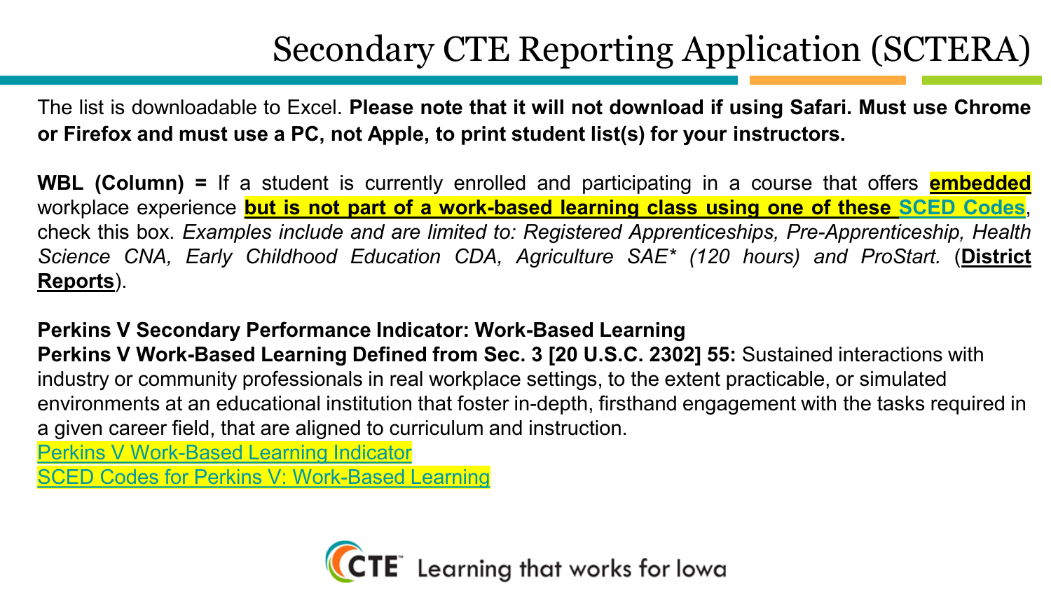# Secondary CTE Reporting Application (SCTERA)

The list is downloadable to Excel. **Please note that it will not download if using Safari. Must use Chrome or Firefox and must use a PC, not Apple, to print student list(s) for your instructors.**

**WBL (Column) =** If a student is currently enrolled and participating in a course that offers **embedded** workplace experience **but is not part of a work-based learning class using one of these SCED Codes**, check this box. *Examples include and are limited to: Registered Apprenticeships, Pre-Apprenticeship, Health Science CNA, Early Childhood Education CDA, Agriculture SAE* (120 hours) and ProStart.* (**District Reports**).

**Perkins V Secondary Performance Indicator: Work-Based Learning**

**Perkins V Work-Based Learning Defined from Sec. 3 [20 U.S.C. 2302] 55:** Sustained interactions with industry or community professionals in real workplace settings, to the extent practicable, or simulated environments at an educational institution that foster in-depth, firsthand engagement with the tasks required in a given career field, that are aligned to curriculum and instruction.

Perkins V Work-Based Learning Indicator

SCED Codes for Perkins V: Work-Based Learning

CTE Learning that works for Iowa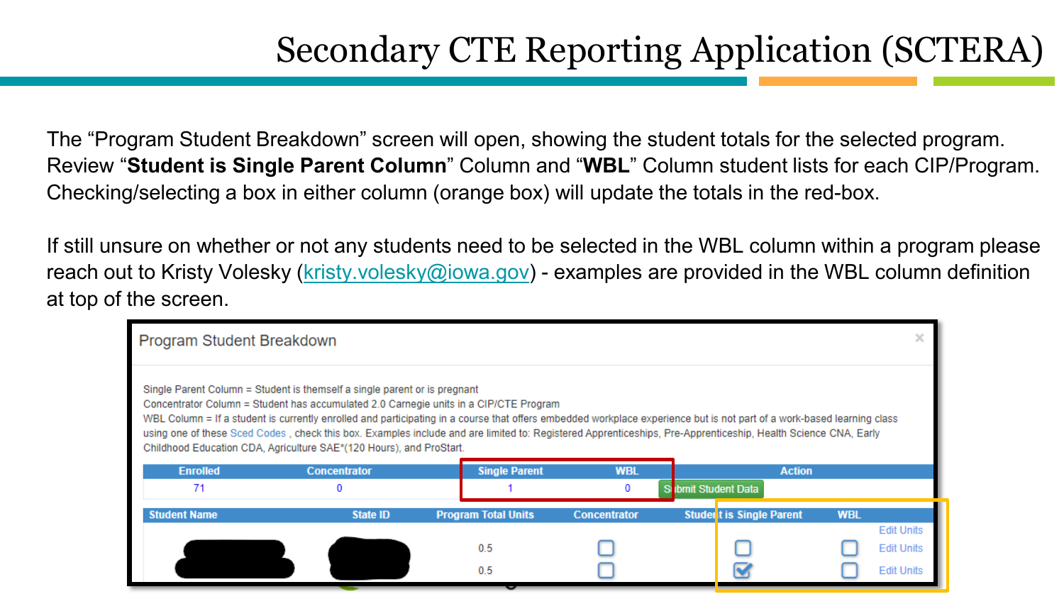# Secondary CTE Reporting Application (SCTERA)

The "Program Student Breakdown" screen will open, showing the student totals for the selected program. Review "**Student is Single Parent Column**" Column and "**WBL**" Column student lists for each CIP/Program. Checking/selecting a box in either column (orange box) will update the totals in the red-box.

If still unsure on whether or not any students need to be selected in the WBL column within a program please reach out to Kristy Volesky (kristy.volesky@iowa.gov) - examples are provided in the WBL column definition at top of the screen.

Program Student Breakdown

Single Parent Column = Student is themself a single parent or is pregnant
Concentrator Column = Student has accumulated 2.0 Carnegie units in a CIP/CTE Program
WBL Column = If a student is currently enrolled and participating in a course that offers embedded workplace experience but is not part of a work-based learning class using one of these Sced Codes , check this box. Examples include and are limited to: Registered Apprenticeships, Pre-Apprenticeship, Health Science CNA, Early Childhood Education CDA, Agriculture SAE*(120 Hours), and ProStart.

| Enrolled | Concentrator | Single Parent | WBL | Action |
|---|---|---|---|---|
| 71 | 0 | 1 | 0 | Submit Student Data |

| Student Name | State ID | Program Total Units | Concentrator | Student is Single Parent | WBL | |
|---|---|---|---|---|---|---|
| | | | | | | Edit Units |
| | | 0.5 | ☐ | ☐ | ☐ | Edit Units |
| | | 0.5 | ☐ | ☑ | ☐ | Edit Units |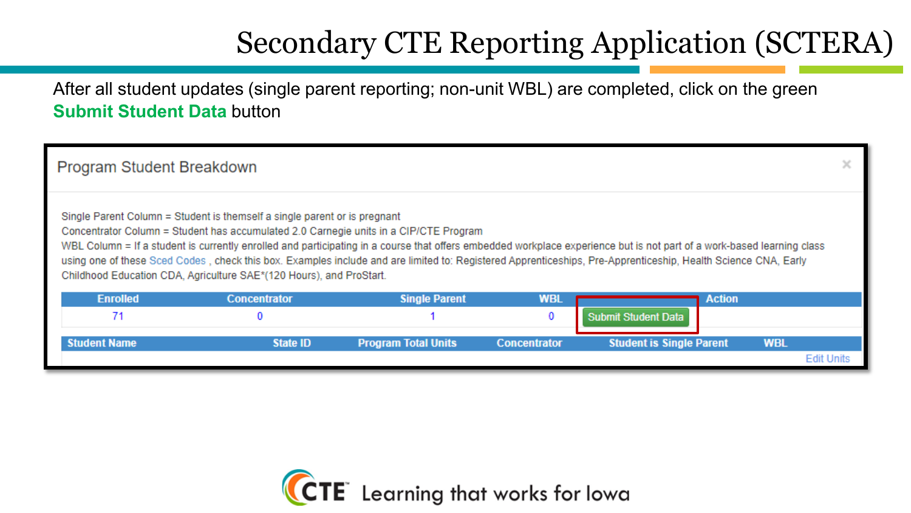# Secondary CTE Reporting Application (SCTERA)

After all student updates (single parent reporting; non-unit WBL) are completed, click on the green **Submit Student Data** button

## Program Student Breakdown

Single Parent Column = Student is themself a single parent or is pregnant
Concentrator Column = Student has accumulated 2.0 Carnegie units in a CIP/CTE Program
WBL Column = If a student is currently enrolled and participating in a course that offers embedded workplace experience but is not part of a work-based learning class using one of these Sced Codes , check this box. Examples include and are limited to: Registered Apprenticeships, Pre-Apprenticeship, Health Science CNA, Early Childhood Education CDA, Agriculture SAE*(120 Hours), and ProStart.

| Enrolled | Concentrator | Single Parent | WBL | Action |
|---|---|---|---|---|
| 71 | 0 | 1 | 0 | Submit Student Data |

| Student Name | State ID | Program Total Units | Concentrator | Student is Single Parent | WBL |
|---|---|---|---|---|---|
| | | | | | Edit Units |

CTE Learning that works for Iowa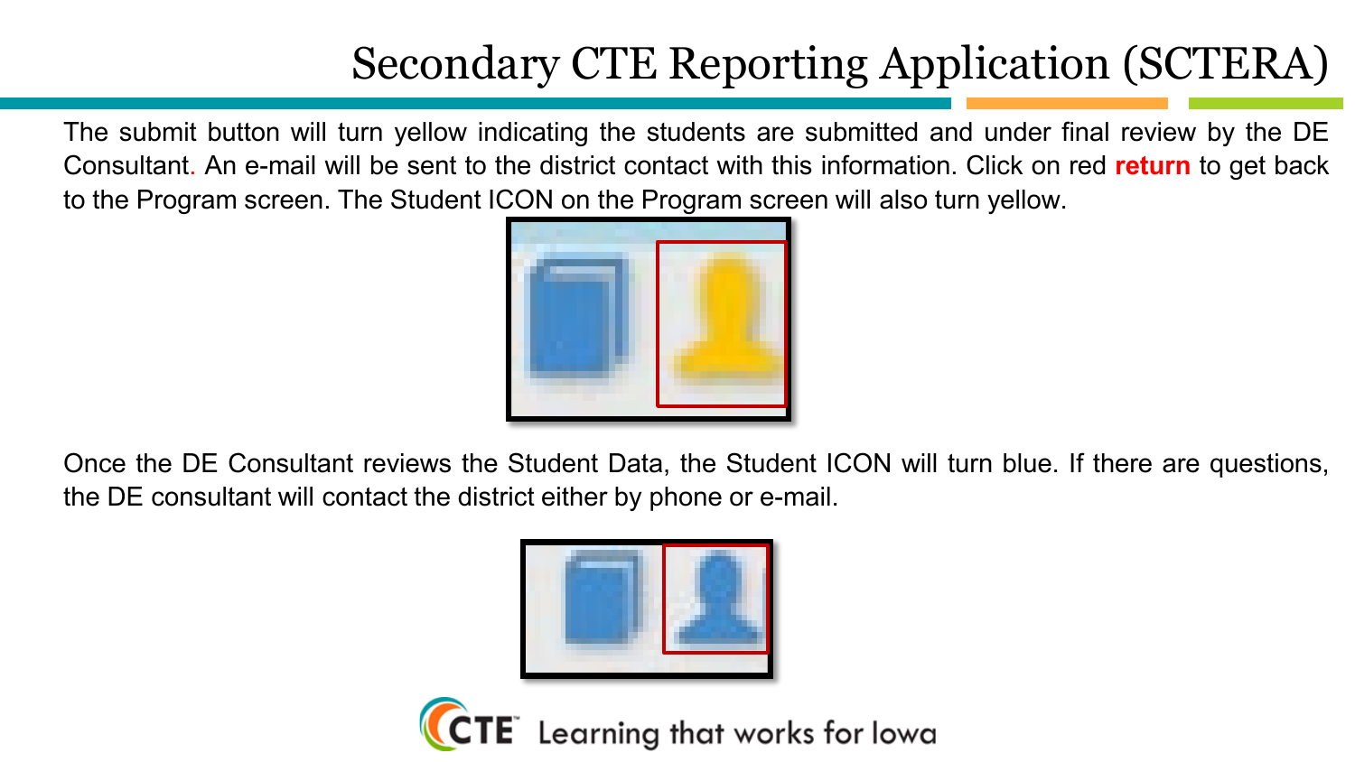# Secondary CTE Reporting Application (SCTERA)

The submit button will turn yellow indicating the students are submitted and under final review by the DE Consultant. An e-mail will be sent to the district contact with this information. Click on red **return** to get back to the Program screen. The Student ICON on the Program screen will also turn yellow.

Once the DE Consultant reviews the Student Data, the Student ICON will turn blue. If there are questions, the DE consultant will contact the district either by phone or e-mail.

CTE Learning that works for Iowa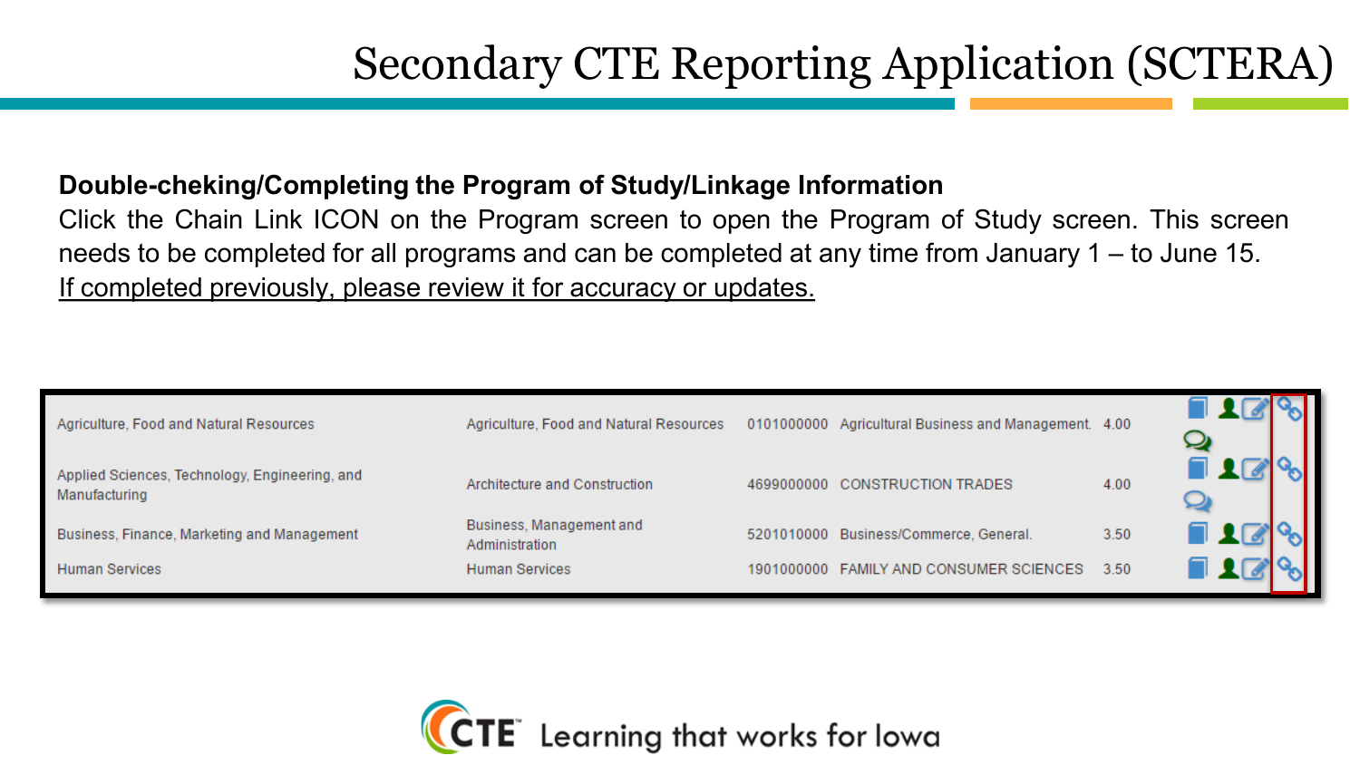# Secondary CTE Reporting Application (SCTERA)

**Double-cheking/Completing the Program of Study/Linkage Information**

Click the Chain Link ICON on the Program screen to open the Program of Study screen. This screen needs to be completed for all programs and can be completed at any time from January 1 – to June 15. <u>If completed previously, please review it for accuracy or updates.</u>

| | | | | | |
|---|---|---|---|---|---|
| Agriculture, Food and Natural Resources | Agriculture, Food and Natural Resources | 0101000000 | Agricultural Business and Management. | 4.00 | |
| Applied Sciences, Technology, Engineering, and Manufacturing | Architecture and Construction | 4699000000 | CONSTRUCTION TRADES | 4.00 | |
| Business, Finance, Marketing and Management | Business, Management and Administration | 5201010000 | Business/Commerce, General. | 3.50 | |
| Human Services | Human Services | 1901000000 | FAMILY AND CONSUMER SCIENCES | 3.50 | |

CTE Learning that works for Iowa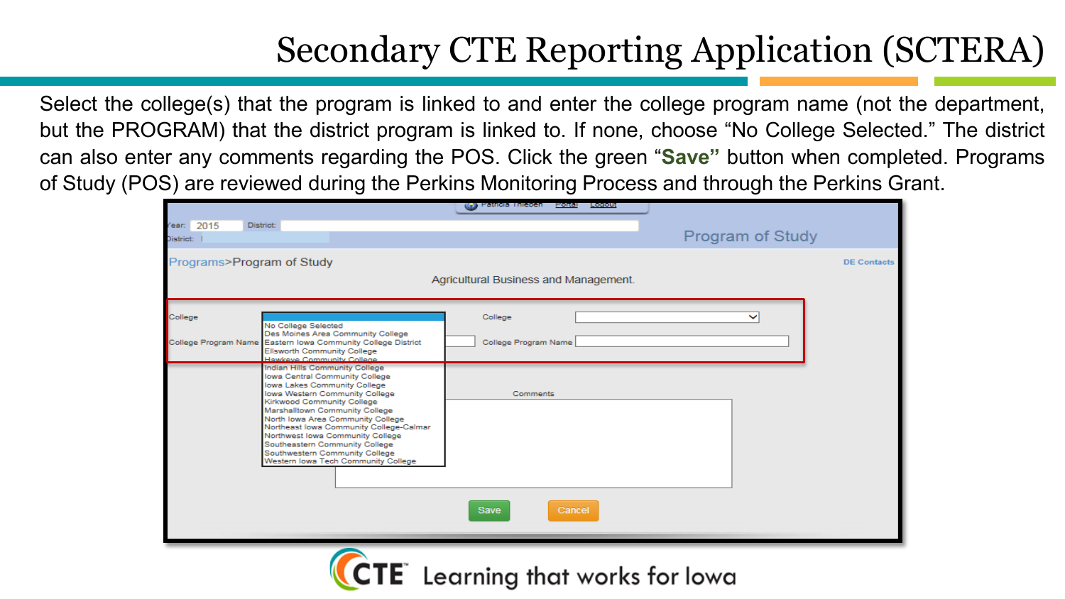# Secondary CTE Reporting Application (SCTERA)

Select the college(s) that the program is linked to and enter the college program name (not the department, but the PROGRAM) that the district program is linked to. If none, choose “No College Selected.” The district can also enter any comments regarding the POS. Click the green “**Save**” button when completed. Programs of Study (POS) are reviewed during the Perkins Monitoring Process and through the Perkins Grant.

Year: 2015 District:

District:

Program of Study

Programs>Program of Study

DE Contacts

Agricultural Business and Management.

College

College Program Name

- No College Selected
- Des Moines Area Community College
- Eastern Iowa Community College District
- Ellsworth Community College
- Hawkeye Community College
- Indian Hills Community College
- Iowa Central Community College
- Iowa Lakes Community College
- Iowa Western Community College
- Kirkwood Community College
- Marshalltown Community College
- North Iowa Area Community College
- Northeast Iowa Community College-Calmar
- Northwest Iowa Community College
- Southeastern Community College
- Southwestern Community College
- Western Iowa Tech Community College

College

College Program Name

Comments

Save Cancel

CTE Learning that works for Iowa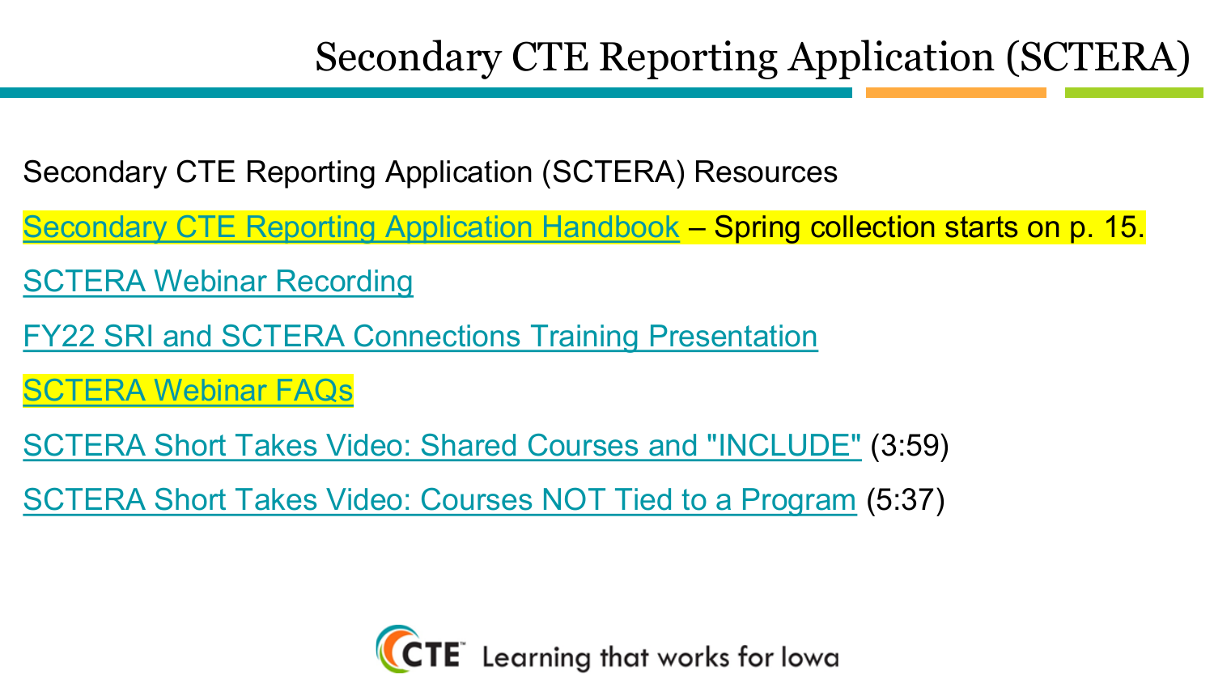# Secondary CTE Reporting Application (SCTERA)

Secondary CTE Reporting Application (SCTERA) Resources

Secondary CTE Reporting Application Handbook – Spring collection starts on p. 15.

SCTERA Webinar Recording

FY22 SRI and SCTERA Connections Training Presentation

SCTERA Webinar FAQs

SCTERA Short Takes Video: Shared Courses and "INCLUDE" (3:59)

SCTERA Short Takes Video: Courses NOT Tied to a Program (5:37)

CTE Learning that works for Iowa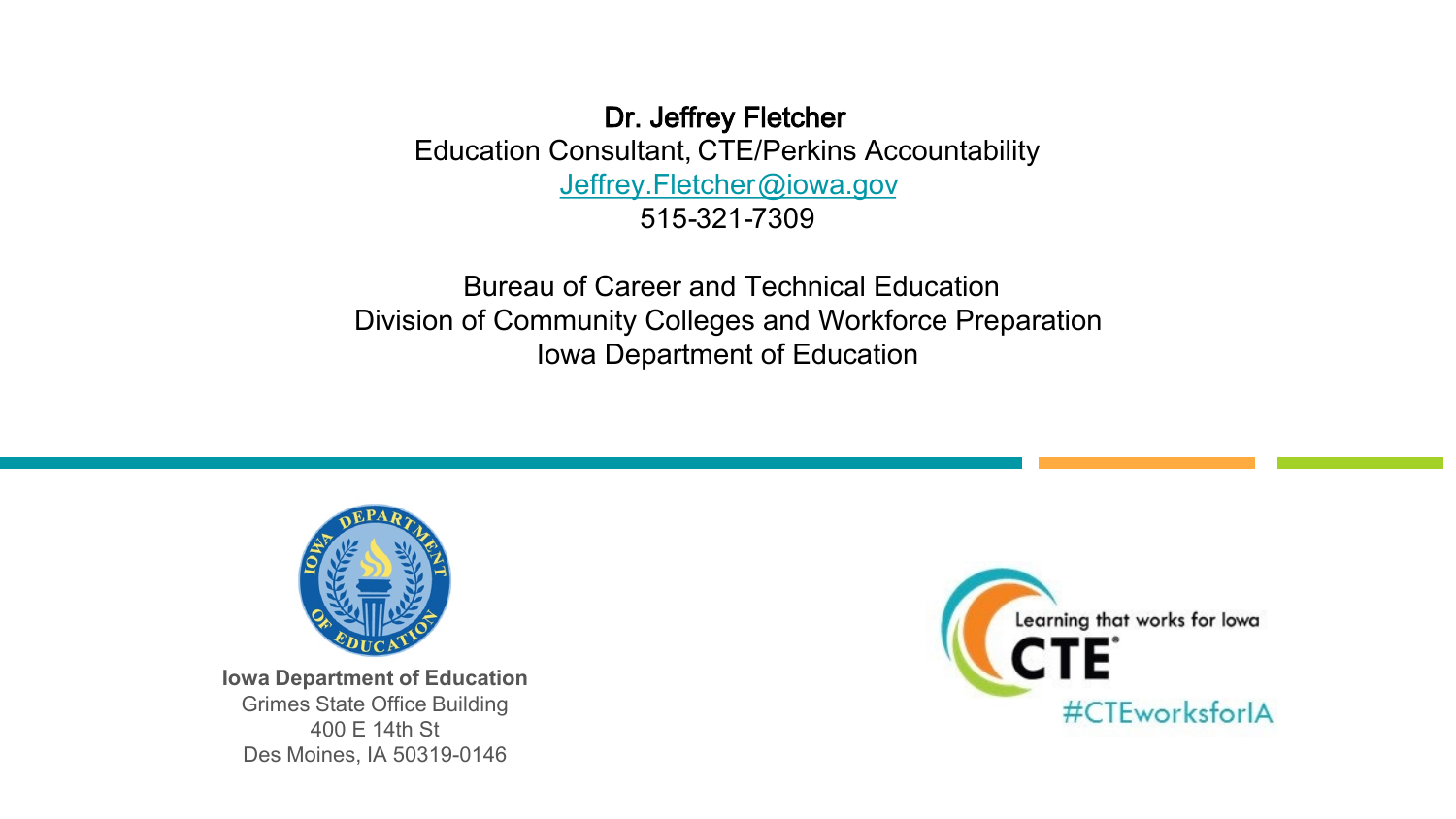**Dr. Jeffrey Fletcher**

Education Consultant, CTE/Perkins Accountability

Jeffrey.Fletcher@iowa.gov

515-321-7309

Bureau of Career and Technical Education

Division of Community Colleges and Workforce Preparation

Iowa Department of Education

**Iowa Department of Education**

Grimes State Office Building

400 E 14th St

Des Moines, IA 50319-0146

Learning that works for Iowa

CTE

#CTEworksforIA